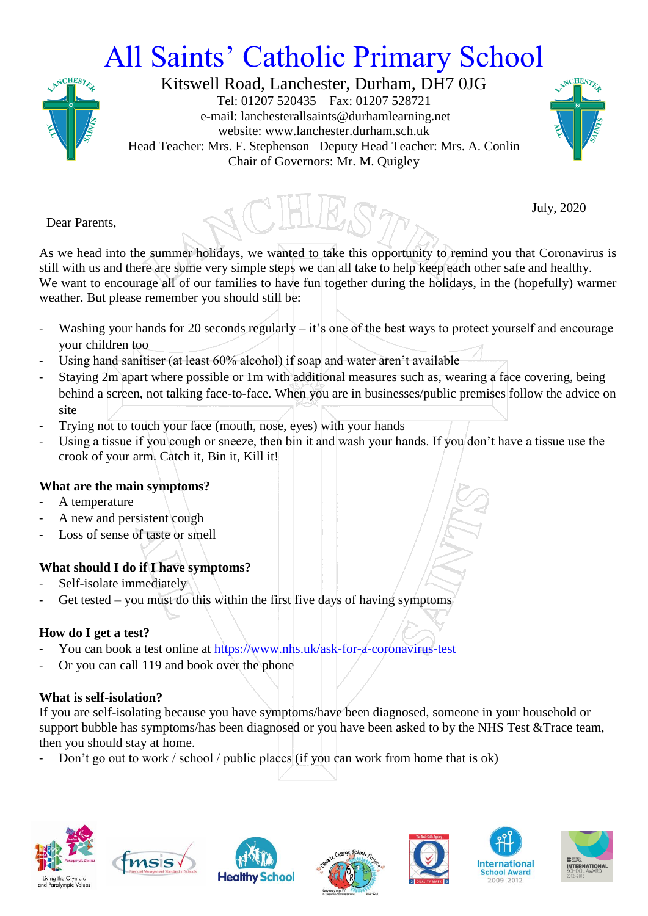# All Saints' Catholic Primary School

Kitswell Road, Lanchester, Durham, DH7 0JG
Tel: 01207 520435 Fax: 01207 528721
e-mail: lanchesterallsaints@durhamlearning.net
website: www.lanchester.durham.sch.uk
Head Teacher: Mrs. F. Stephenson Deputy Head Teacher: Mrs. A. Conlin
Chair of Governors: Mr. M. Quigley

July, 2020

Dear Parents,

As we head into the summer holidays, we wanted to take this opportunity to remind you that Coronavirus is still with us and there are some very simple steps we can all take to help keep each other safe and healthy. We want to encourage all of our families to have fun together during the holidays, in the (hopefully) warmer weather. But please remember you should still be:

- Washing your hands for 20 seconds regularly – it's one of the best ways to protect yourself and encourage your children too
- Using hand sanitiser (at least 60% alcohol) if soap and water aren't available
- Staying 2m apart where possible or 1m with additional measures such as, wearing a face covering, being behind a screen, not talking face-to-face. When you are in businesses/public premises follow the advice on site
- Trying not to touch your face (mouth, nose, eyes) with your hands
- Using a tissue if you cough or sneeze, then bin it and wash your hands. If you don't have a tissue use the crook of your arm. Catch it, Bin it, Kill it!

**What are the main symptoms?**

- A temperature
- A new and persistent cough
- Loss of sense of taste or smell

**What should I do if I have symptoms?**

- Self-isolate immediately
- Get tested – you must do this within the first five days of having symptoms

**How do I get a test?**

- You can book a test online at https://www.nhs.uk/ask-for-a-coronavirus-test
- Or you can call 119 and book over the phone

**What is self-isolation?**

If you are self-isolating because you have symptoms/have been diagnosed, someone in your household or support bubble has symptoms/has been diagnosed or you have been asked to by the NHS Test &Trace team, then you should stay at home.

- Don't go out to work / school / public places (if you can work from home that is ok)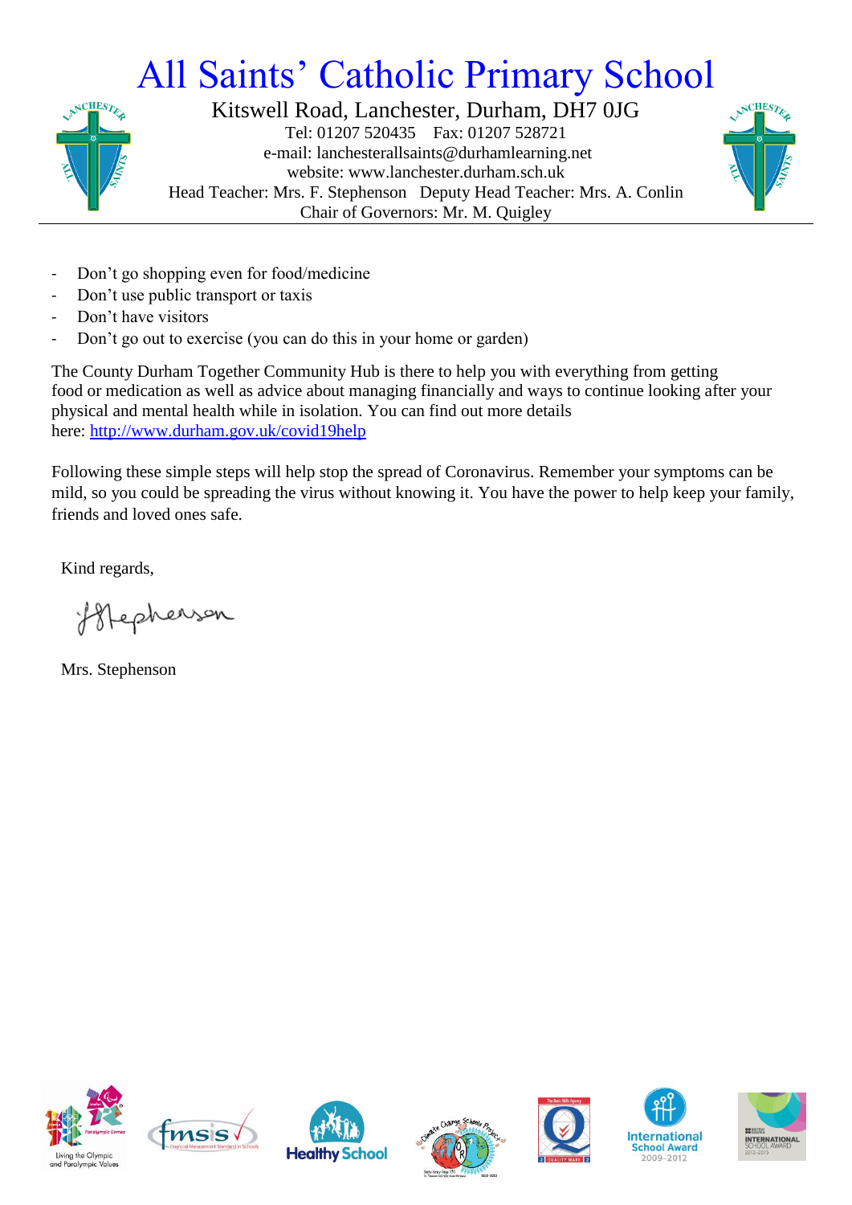# All Saints' Catholic Primary School

Kitswell Road, Lanchester, Durham, DH7 0JG
Tel: 01207 520435 Fax: 01207 528721
e-mail: lanchesterallsaints@durhamlearning.net
website: www.lanchester.durham.sch.uk
Head Teacher: Mrs. F. Stephenson Deputy Head Teacher: Mrs. A. Conlin
Chair of Governors: Mr. M. Quigley

- Don't go shopping even for food/medicine
- Don't use public transport or taxis
- Don't have visitors
- Don't go out to exercise (you can do this in your home or garden)

The County Durham Together Community Hub is there to help you with everything from getting food or medication as well as advice about managing financially and ways to continue looking after your physical and mental health while in isolation. You can find out more details here: [http://www.durham.gov.uk/covid19help](http://www.durham.gov.uk/covid19help)

Following these simple steps will help stop the spread of Coronavirus. Remember your symptoms can be mild, so you could be spreading the virus without knowing it. You have the power to help keep your family, friends and loved ones safe.

Kind regards,

F Stephenson

Mrs. Stephenson